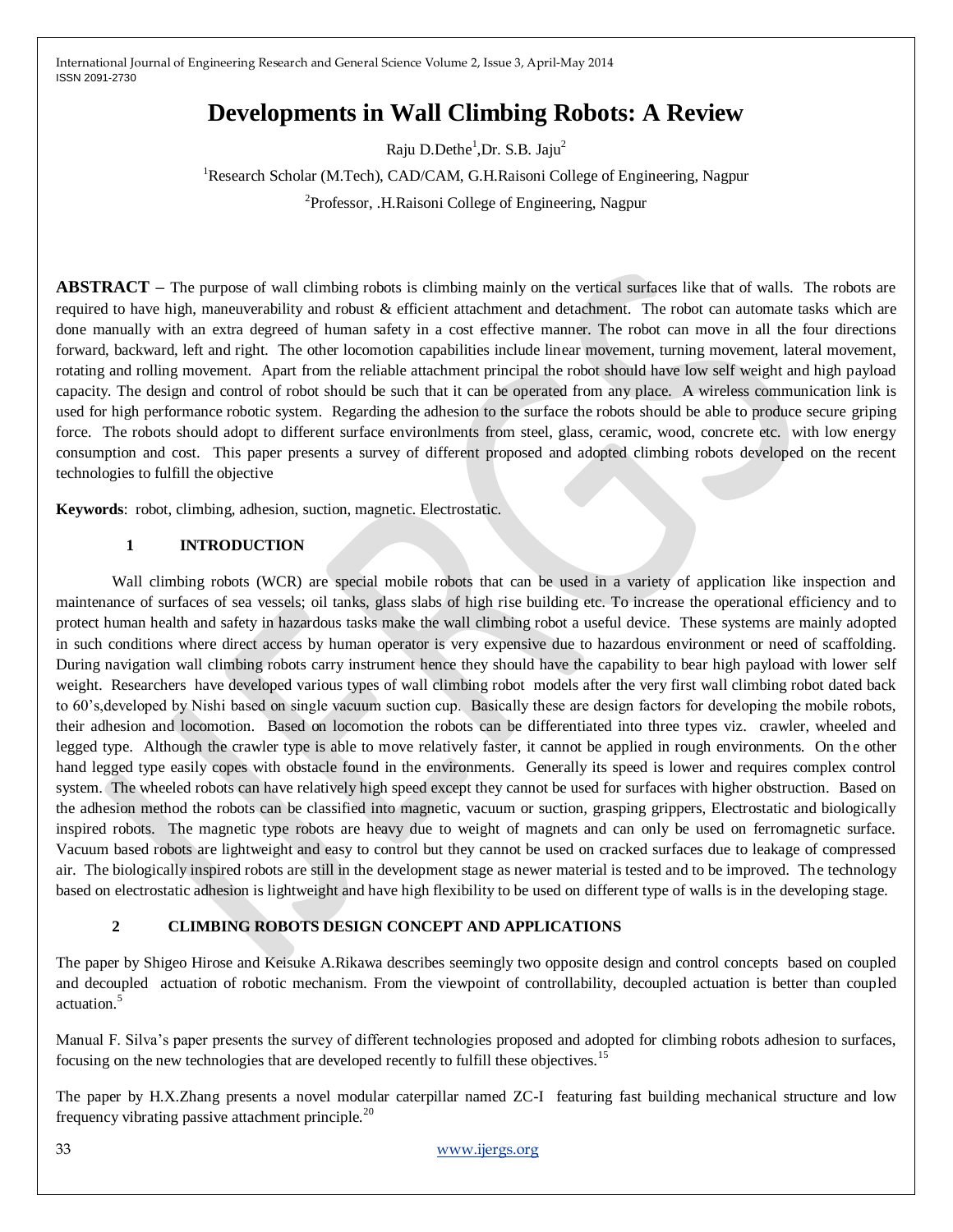# Developments in Wall Climbing Robots: A Review

Raju D.Dethe[1],Dr. S.B. Jaju[2]

[1]Research Scholar (M.Tech), CAD/CAM, G.H.Raisoni College of Engineering, Nagpur

[2]Professor, .H.Raisoni College of Engineering, Nagpur

**ABSTRACT –** The purpose of wall climbing robots is climbing mainly on the vertical surfaces like that of walls. The robots are required to have high, maneuverability and robust & efficient attachment and detachment. The robot can automate tasks which are done manually with an extra degreed of human safety in a cost effective manner. The robot can move in all the four directions forward, backward, left and right. The other locomotion capabilities include linear movement, turning movement, lateral movement, rotating and rolling movement. Apart from the reliable attachment principal the robot should have low self weight and high payload capacity. The design and control of robot should be such that it can be operated from any place. A wireless communication link is used for high performance robotic system. Regarding the adhesion to the surface the robots should be able to produce secure griping force. The robots should adopt to different surface environlments from steel, glass, ceramic, wood, concrete etc. with low energy consumption and cost. This paper presents a survey of different proposed and adopted climbing robots developed on the recent technologies to fulfill the objective

**Keywords**: robot, climbing, adhesion, suction, magnetic. Electrostatic.

## 1 INTRODUCTION

Wall climbing robots (WCR) are special mobile robots that can be used in a variety of application like inspection and maintenance of surfaces of sea vessels; oil tanks, glass slabs of high rise building etc. To increase the operational efficiency and to protect human health and safety in hazardous tasks make the wall climbing robot a useful device. These systems are mainly adopted in such conditions where direct access by human operator is very expensive due to hazardous environment or need of scaffolding. During navigation wall climbing robots carry instrument hence they should have the capability to bear high payload with lower self weight. Researchers have developed various types of wall climbing robot models after the very first wall climbing robot dated back to 60's,developed by Nishi based on single vacuum suction cup. Basically these are design factors for developing the mobile robots, their adhesion and locomotion. Based on locomotion the robots can be differentiated into three types viz. crawler, wheeled and legged type. Although the crawler type is able to move relatively faster, it cannot be applied in rough environments. On the other hand legged type easily copes with obstacle found in the environments. Generally its speed is lower and requires complex control system. The wheeled robots can have relatively high speed except they cannot be used for surfaces with higher obstruction. Based on the adhesion method the robots can be classified into magnetic, vacuum or suction, grasping grippers, Electrostatic and biologically inspired robots. The magnetic type robots are heavy due to weight of magnets and can only be used on ferromagnetic surface. Vacuum based robots are lightweight and easy to control but they cannot be used on cracked surfaces due to leakage of compressed air. The biologically inspired robots are still in the development stage as newer material is tested and to be improved. The technology based on electrostatic adhesion is lightweight and have high flexibility to be used on different type of walls is in the developing stage.

## 2 CLIMBING ROBOTS DESIGN CONCEPT AND APPLICATIONS

The paper by Shigeo Hirose and Keisuke A.Rikawa describes seemingly two opposite design and control concepts based on coupled and decoupled actuation of robotic mechanism. From the viewpoint of controllability, decoupled actuation is better than coupled actuation.[5]

Manual F. Silva's paper presents the survey of different technologies proposed and adopted for climbing robots adhesion to surfaces, focusing on the new technologies that are developed recently to fulfill these objectives.[15]

The paper by H.X.Zhang presents a novel modular caterpillar named ZC-I featuring fast building mechanical structure and low frequency vibrating passive attachment principle.[20]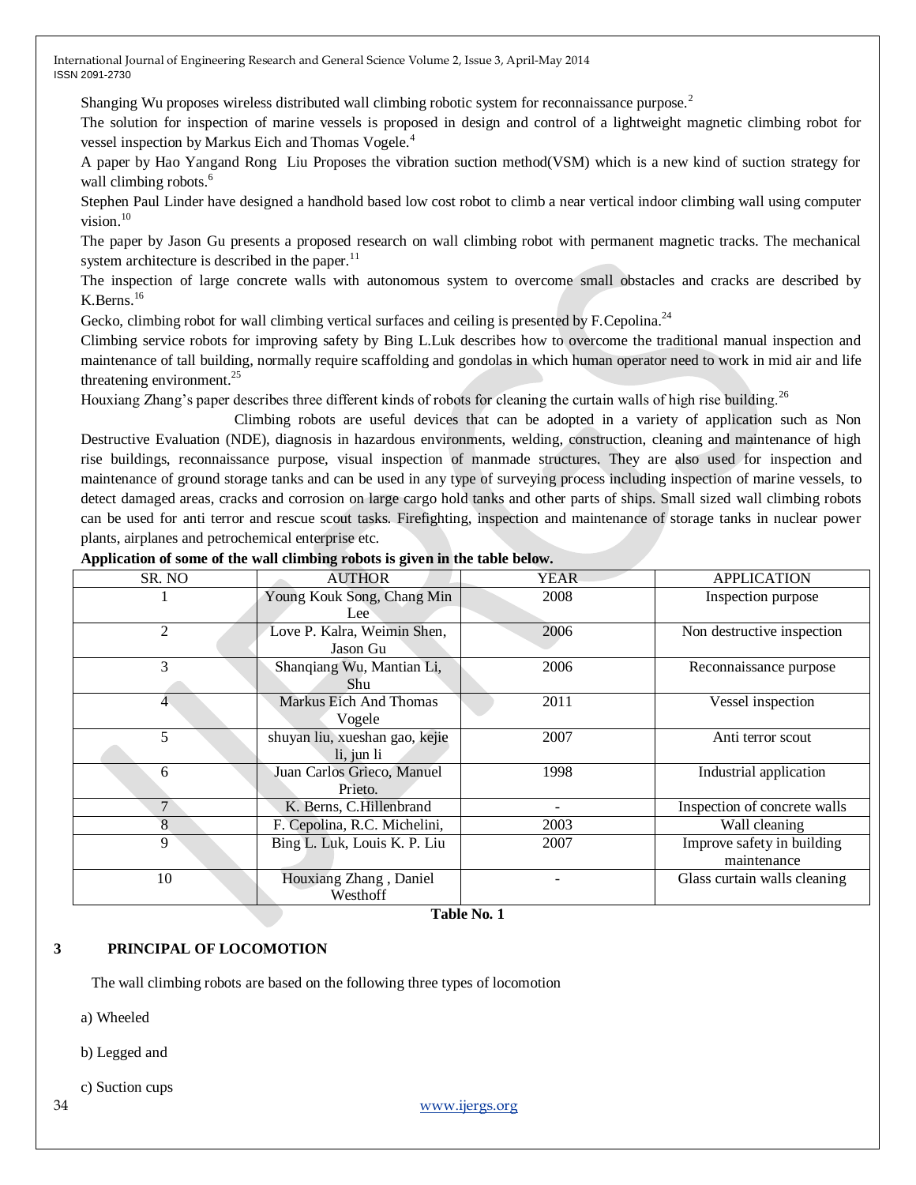Shanging Wu proposes wireless distributed wall climbing robotic system for reconnaissance purpose.[2]

The solution for inspection of marine vessels is proposed in design and control of a lightweight magnetic climbing robot for vessel inspection by Markus Eich and Thomas Vogele.[4]

A paper by Hao Yangand Rong Liu Proposes the vibration suction method(VSM) which is a new kind of suction strategy for wall climbing robots.[6]

Stephen Paul Linder have designed a handhold based low cost robot to climb a near vertical indoor climbing wall using computer vision.[10]

The paper by Jason Gu presents a proposed research on wall climbing robot with permanent magnetic tracks. The mechanical system architecture is described in the paper.[11]

The inspection of large concrete walls with autonomous system to overcome small obstacles and cracks are described by K.Berns.[16]

Gecko, climbing robot for wall climbing vertical surfaces and ceiling is presented by F.Cepolina.[24]

Climbing service robots for improving safety by Bing L.Luk describes how to overcome the traditional manual inspection and maintenance of tall building, normally require scaffolding and gondolas in which human operator need to work in mid air and life threatening environment.[25]

Houxiang Zhang's paper describes three different kinds of robots for cleaning the curtain walls of high rise building.[26]

Climbing robots are useful devices that can be adopted in a variety of application such as Non Destructive Evaluation (NDE), diagnosis in hazardous environments, welding, construction, cleaning and maintenance of high rise buildings, reconnaissance purpose, visual inspection of manmade structures. They are also used for inspection and maintenance of ground storage tanks and can be used in any type of surveying process including inspection of marine vessels, to detect damaged areas, cracks and corrosion on large cargo hold tanks and other parts of ships. Small sized wall climbing robots can be used for anti terror and rescue scout tasks. Firefighting, inspection and maintenance of storage tanks in nuclear power plants, airplanes and petrochemical enterprise etc.

**Application of some of the wall climbing robots is given in the table below.**

| SR. NO | AUTHOR | YEAR | APPLICATION |
|---|---|---|---|
| 1 | Young Kouk Song, Chang Min Lee | 2008 | Inspection purpose |
| 2 | Love P. Kalra, Weimin Shen, Jason Gu | 2006 | Non destructive inspection |
| 3 | Shanqiang Wu, Mantian Li, Shu | 2006 | Reconnaissance purpose |
| 4 | Markus Eich And Thomas Vogele | 2011 | Vessel inspection |
| 5 | shuyan liu, xueshan gao, kejie li, jun li | 2007 | Anti terror scout |
| 6 | Juan Carlos Grieco, Manuel Prieto. | 1998 | Industrial application |
| 7 | K. Berns, C.Hillenbrand | - | Inspection of concrete walls |
| 8 | F. Cepolina, R.C. Michelini, | 2003 | Wall cleaning |
| 9 | Bing L. Luk, Louis K. P. Liu | 2007 | Improve safety in building maintenance |
| 10 | Houxiang Zhang , Daniel Westhoff | - | Glass curtain walls cleaning |

**Table No. 1**

## 3 PRINCIPAL OF LOCOMOTION

The wall climbing robots are based on the following three types of locomotion

a) Wheeled

b) Legged and

c) Suction cups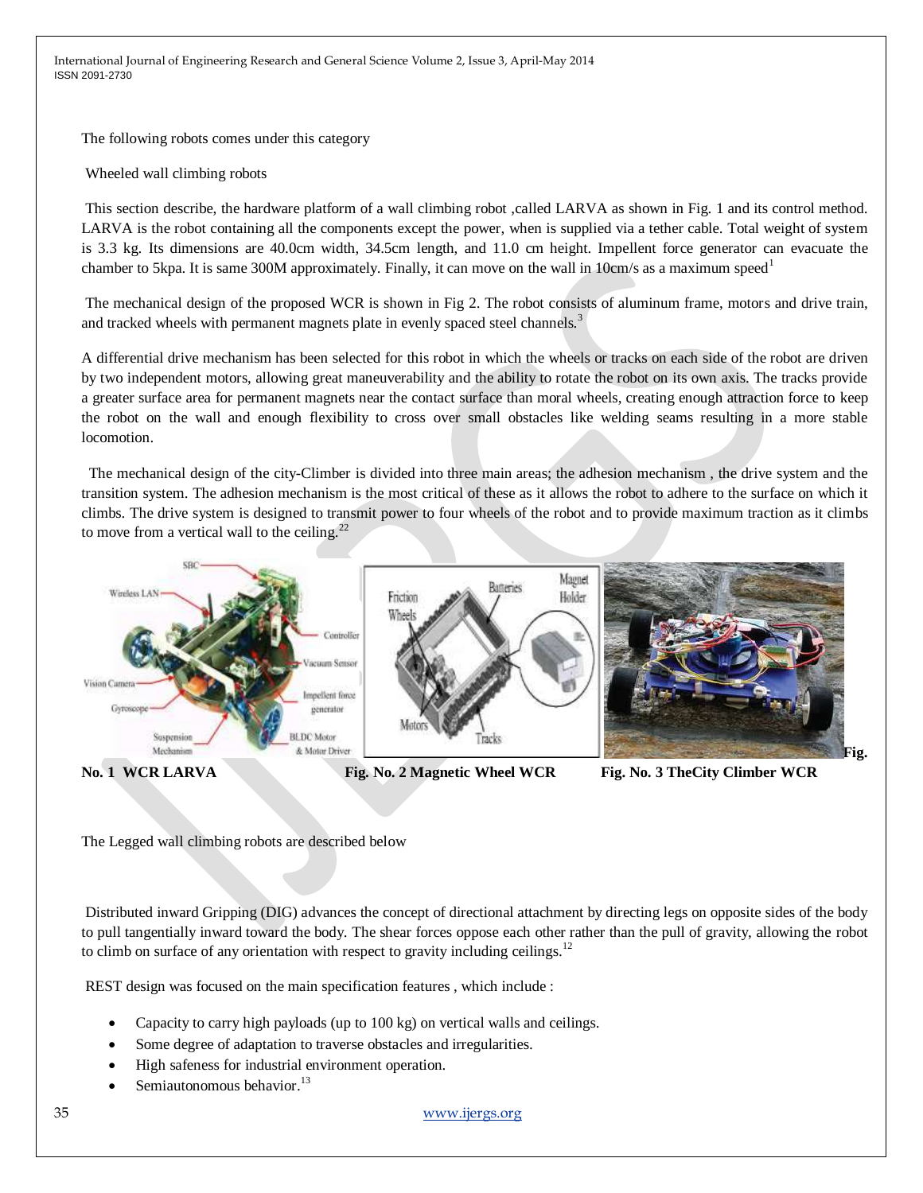The following robots comes under this category

Wheeled wall climbing robots

This section describe, the hardware platform of a wall climbing robot ,called LARVA as shown in Fig. 1 and its control method. LARVA is the robot containing all the components except the power, when is supplied via a tether cable. Total weight of system is 3.3 kg. Its dimensions are 40.0cm width, 34.5cm length, and 11.0 cm height. Impellent force generator can evacuate the chamber to 5kpa. It is same 300M approximately. Finally, it can move on the wall in 10cm/s as a maximum speed[1]

The mechanical design of the proposed WCR is shown in Fig 2. The robot consists of aluminum frame, motors and drive train, and tracked wheels with permanent magnets plate in evenly spaced steel channels.[3]

A differential drive mechanism has been selected for this robot in which the wheels or tracks on each side of the robot are driven by two independent motors, allowing great maneuverability and the ability to rotate the robot on its own axis. The tracks provide a greater surface area for permanent magnets near the contact surface than moral wheels, creating enough attraction force to keep the robot on the wall and enough flexibility to cross over small obstacles like welding seams resulting in a more stable locomotion.

The mechanical design of the city-Climber is divided into three main areas; the adhesion mechanism , the drive system and the transition system. The adhesion mechanism is the most critical of these as it allows the robot to adhere to the surface on which it climbs. The drive system is designed to transmit power to four wheels of the robot and to provide maximum traction as it climbs to move from a vertical wall to the ceiling.[22]

**Fig. No. 1 WCR LARVA** **Fig. No. 2 Magnetic Wheel WCR** **Fig. No. 3 TheCity Climber WCR**

The Legged wall climbing robots are described below

Distributed inward Gripping (DIG) advances the concept of directional attachment by directing legs on opposite sides of the body to pull tangentially inward toward the body. The shear forces oppose each other rather than the pull of gravity, allowing the robot to climb on surface of any orientation with respect to gravity including ceilings.[12]

REST design was focused on the main specification features , which include :

- Capacity to carry high payloads (up to 100 kg) on vertical walls and ceilings.
- Some degree of adaptation to traverse obstacles and irregularities.
- High safeness for industrial environment operation.
- Semiautonomous behavior.[13]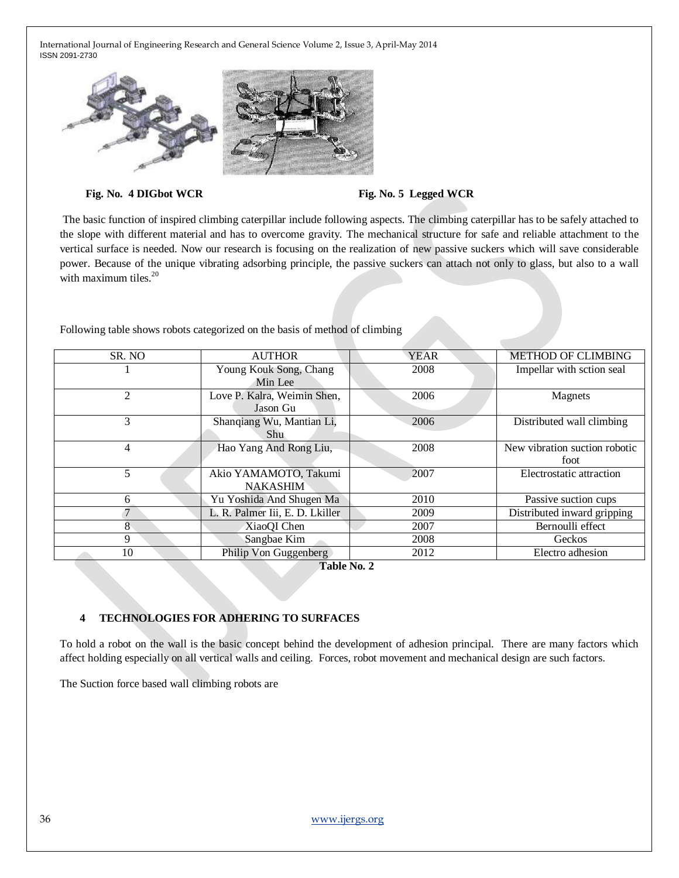**Fig. No. 4 DIGbot WCR** **Fig. No. 5 Legged WCR**

The basic function of inspired climbing caterpillar include following aspects. The climbing caterpillar has to be safely attached to the slope with different material and has to overcome gravity. The mechanical structure for safe and reliable attachment to the vertical surface is needed. Now our research is focusing on the realization of new passive suckers which will save considerable power. Because of the unique vibrating adsorbing principle, the passive suckers can attach not only to glass, but also to a wall with maximum tiles.[20]

Following table shows robots categorized on the basis of method of climbing

| SR. NO | AUTHOR | YEAR | METHOD OF CLIMBING |
|---|---|---|---|
| 1 | Young Kouk Song, Chang Min Lee | 2008 | Impellar with sction seal |
| 2 | Love P. Kalra, Weimin Shen, Jason Gu | 2006 | Magnets |
| 3 | Shanqiang Wu, Mantian Li, Shu | 2006 | Distributed wall climbing |
| 4 | Hao Yang And Rong Liu, | 2008 | New vibration suction robotic foot |
| 5 | Akio YAMAMOTO, Takumi NAKASHIM | 2007 | Electrostatic attraction |
| 6 | Yu Yoshida And Shugen Ma | 2010 | Passive suction cups |
| 7 | L. R. Palmer Iii, E. D. Lkiller | 2009 | Distributed inward gripping |
| 8 | XiaoQI Chen | 2007 | Bernoulli effect |
| 9 | Sangbae Kim | 2008 | Geckos |
| 10 | Philip Von Guggenberg | 2012 | Electro adhesion |

**Table No. 2**

## 4 TECHNOLOGIES FOR ADHERING TO SURFACES

To hold a robot on the wall is the basic concept behind the development of adhesion principal. There are many factors which affect holding especially on all vertical walls and ceiling. Forces, robot movement and mechanical design are such factors.

The Suction force based wall climbing robots are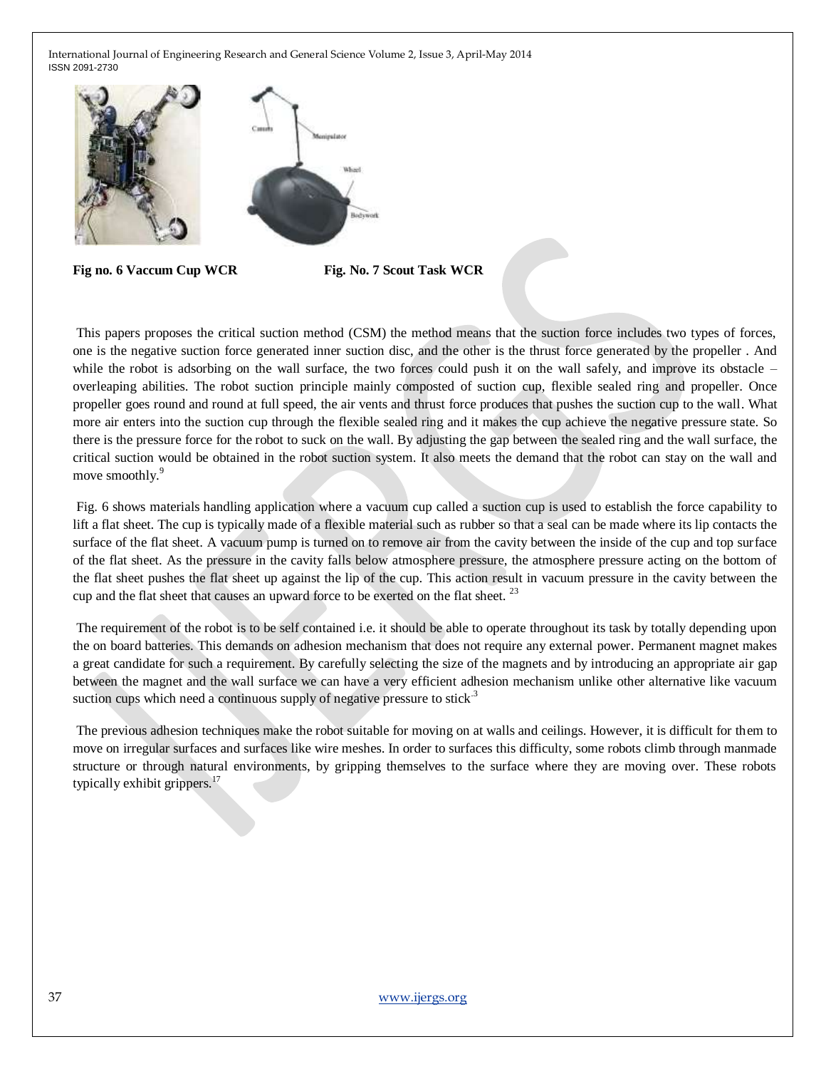**Fig no. 6 Vaccum Cup WCR** **Fig. No. 7 Scout Task WCR**

This papers proposes the critical suction method (CSM) the method means that the suction force includes two types of forces, one is the negative suction force generated inner suction disc, and the other is the thrust force generated by the propeller . And while the robot is adsorbing on the wall surface, the two forces could push it on the wall safely, and improve its obstacle – overleaping abilities. The robot suction principle mainly composted of suction cup, flexible sealed ring and propeller. Once propeller goes round and round at full speed, the air vents and thrust force produces that pushes the suction cup to the wall. What more air enters into the suction cup through the flexible sealed ring and it makes the cup achieve the negative pressure state. So there is the pressure force for the robot to suck on the wall. By adjusting the gap between the sealed ring and the wall surface, the critical suction would be obtained in the robot suction system. It also meets the demand that the robot can stay on the wall and move smoothly.[9]

Fig. 6 shows materials handling application where a vacuum cup called a suction cup is used to establish the force capability to lift a flat sheet. The cup is typically made of a flexible material such as rubber so that a seal can be made where its lip contacts the surface of the flat sheet. A vacuum pump is turned on to remove air from the cavity between the inside of the cup and top surface of the flat sheet. As the pressure in the cavity falls below atmosphere pressure, the atmosphere pressure acting on the bottom of the flat sheet pushes the flat sheet up against the lip of the cup. This action result in vacuum pressure in the cavity between the cup and the flat sheet that causes an upward force to be exerted on the flat sheet. [23]

The requirement of the robot is to be self contained i.e. it should be able to operate throughout its task by totally depending upon the on board batteries. This demands on adhesion mechanism that does not require any external power. Permanent magnet makes a great candidate for such a requirement. By carefully selecting the size of the magnets and by introducing an appropriate air gap between the magnet and the wall surface we can have a very efficient adhesion mechanism unlike other alternative like vacuum suction cups which need a continuous supply of negative pressure to stick.[3]

The previous adhesion techniques make the robot suitable for moving on at walls and ceilings. However, it is difficult for them to move on irregular surfaces and surfaces like wire meshes. In order to surfaces this difficulty, some robots climb through manmade structure or through natural environments, by gripping themselves to the surface where they are moving over. These robots typically exhibit grippers.[17]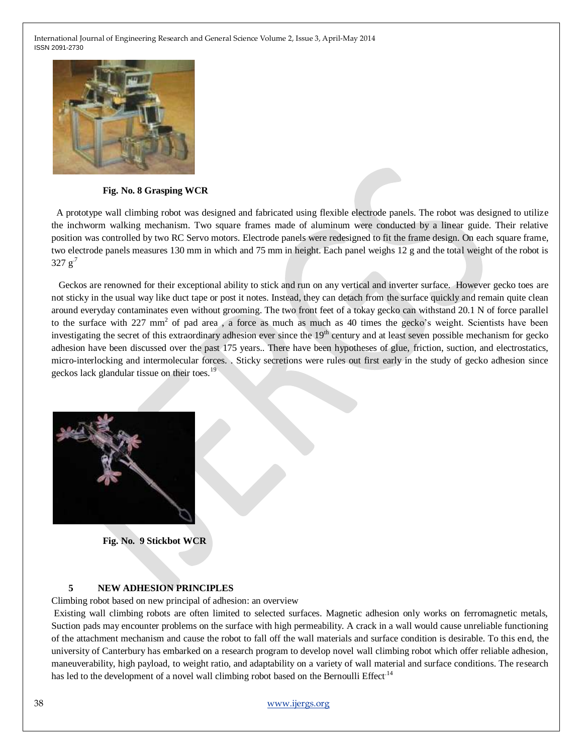**Fig. No. 8 Grasping WCR**

A prototype wall climbing robot was designed and fabricated using flexible electrode panels. The robot was designed to utilize the inchworm walking mechanism. Two square frames made of aluminum were conducted by a linear guide. Their relative position was controlled by two RC Servo motors. Electrode panels were redesigned to fit the frame design. On each square frame, two electrode panels measures 130 mm in which and 75 mm in height. Each panel weighs 12 g and the total weight of the robot is 327 g[7]

Geckos are renowned for their exceptional ability to stick and run on any vertical and inverter surface. However gecko toes are not sticky in the usual way like duct tape or post it notes. Instead, they can detach from the surface quickly and remain quite clean around everyday contaminates even without grooming. The two front feet of a tokay gecko can withstand 20.1 N of force parallel to the surface with 227 $mm^2$ of pad area , a force as much as much as 40 times the gecko's weight. Scientists have been investigating the secret of this extraordinary adhesion ever since the $19^{th}$ century and at least seven possible mechanism for gecko adhesion have been discussed over the past 175 years.. There have been hypotheses of glue, friction, suction, and electrostatics, micro-interlocking and intermolecular forces. . Sticky secretions were rules out first early in the study of gecko adhesion since geckos lack glandular tissue on their toes.[19]

**Fig. No. 9 Stickbot WCR**

## 5 NEW ADHESION PRINCIPLES

Climbing robot based on new principal of adhesion: an overview

Existing wall climbing robots are often limited to selected surfaces. Magnetic adhesion only works on ferromagnetic metals, Suction pads may encounter problems on the surface with high permeability. A crack in a wall would cause unreliable functioning of the attachment mechanism and cause the robot to fall off the wall materials and surface condition is desirable. To this end, the university of Canterbury has embarked on a research program to develop novel wall climbing robot which offer reliable adhesion, maneuverability, high payload, to weight ratio, and adaptability on a variety of wall material and surface conditions. The research has led to the development of a novel wall climbing robot based on the Bernoulli Effect[14]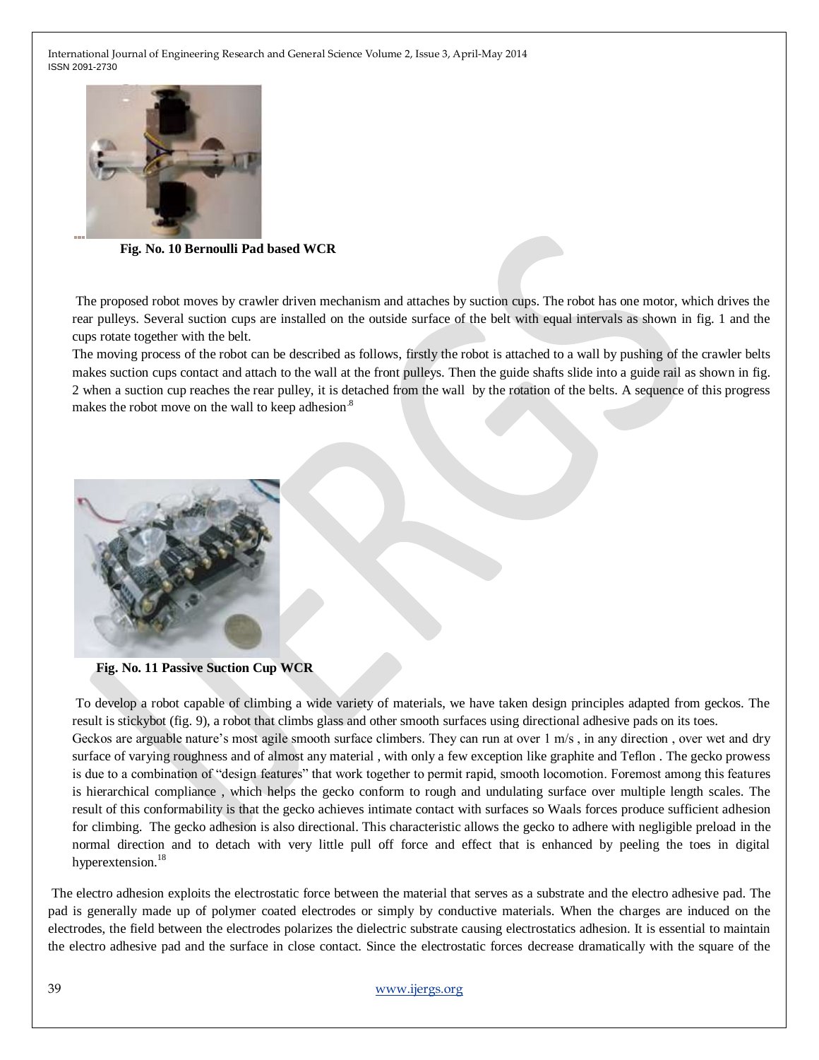Fig. No. 10 Bernoulli Pad based WCR

The proposed robot moves by crawler driven mechanism and attaches by suction cups. The robot has one motor, which drives the rear pulleys. Several suction cups are installed on the outside surface of the belt with equal intervals as shown in fig. 1 and the cups rotate together with the belt.

The moving process of the robot can be described as follows, firstly the robot is attached to a wall by pushing of the crawler belts makes suction cups contact and attach to the wall at the front pulleys. Then the guide shafts slide into a guide rail as shown in fig. 2 when a suction cup reaches the rear pulley, it is detached from the wall by the rotation of the belts. A sequence of this progress makes the robot move on the wall to keep adhesion[8]

Fig. No. 11 Passive Suction Cup WCR

To develop a robot capable of climbing a wide variety of materials, we have taken design principles adapted from geckos. The result is stickybot (fig. 9), a robot that climbs glass and other smooth surfaces using directional adhesive pads on its toes.

Geckos are arguable nature's most agile smooth surface climbers. They can run at over 1 m/s , in any direction , over wet and dry surface of varying roughness and of almost any material , with only a few exception like graphite and Teflon . The gecko prowess is due to a combination of "design features" that work together to permit rapid, smooth locomotion. Foremost among this features is hierarchical compliance , which helps the gecko conform to rough and undulating surface over multiple length scales. The result of this conformability is that the gecko achieves intimate contact with surfaces so Waals forces produce sufficient adhesion for climbing. The gecko adhesion is also directional. This characteristic allows the gecko to adhere with negligible preload in the normal direction and to detach with very little pull off force and effect that is enhanced by peeling the toes in digital hyperextension.[18]

The electro adhesion exploits the electrostatic force between the material that serves as a substrate and the electro adhesive pad. The pad is generally made up of polymer coated electrodes or simply by conductive materials. When the charges are induced on the electrodes, the field between the electrodes polarizes the dielectric substrate causing electrostatics adhesion. It is essential to maintain the electro adhesive pad and the surface in close contact. Since the electrostatic forces decrease dramatically with the square of the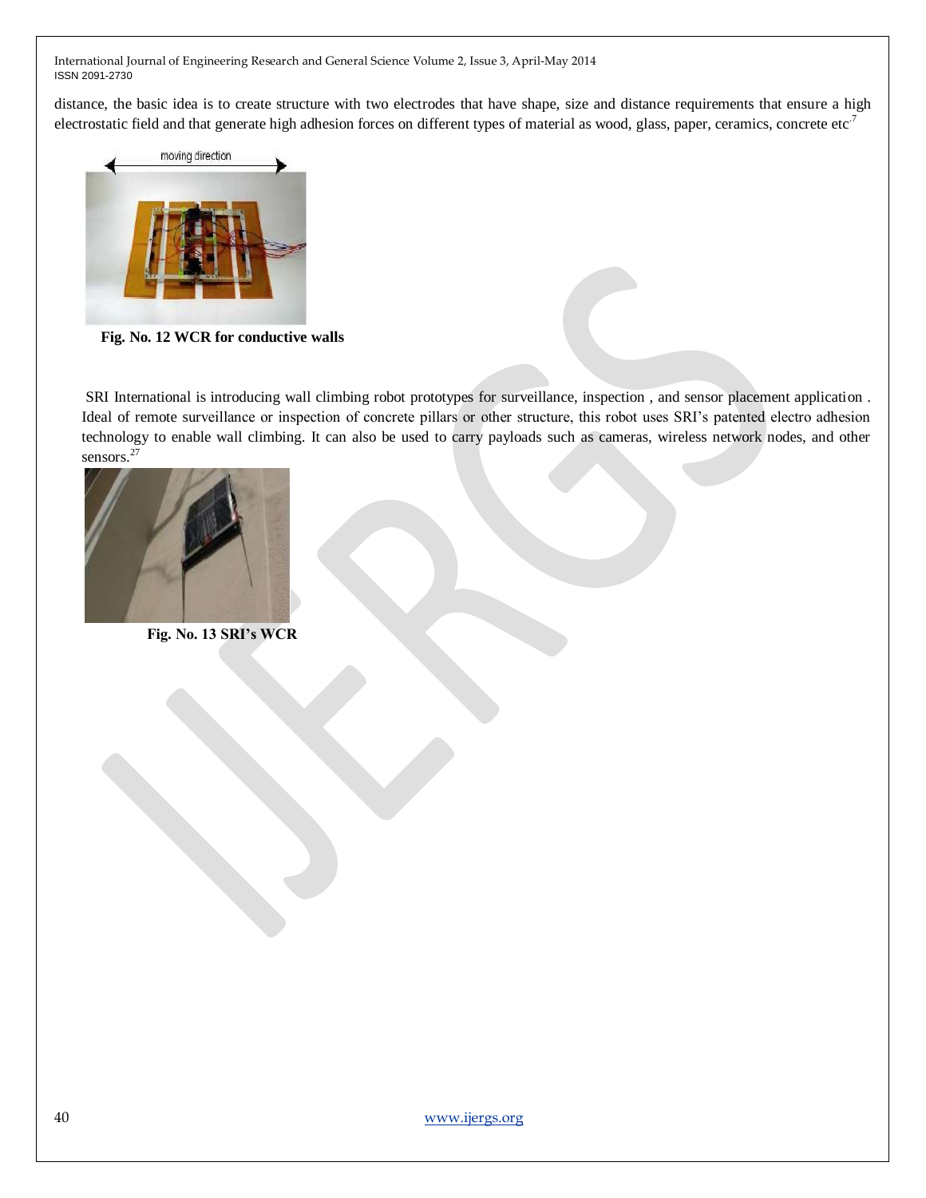distance, the basic idea is to create structure with two electrodes that have shape, size and distance requirements that ensure a high electrostatic field and that generate high adhesion forces on different types of material as wood, glass, paper, ceramics, concrete etc.[7]

**Fig. No. 12 WCR for conductive walls**

SRI International is introducing wall climbing robot prototypes for surveillance, inspection , and sensor placement application . Ideal of remote surveillance or inspection of concrete pillars or other structure, this robot uses SRI's patented electro adhesion technology to enable wall climbing. It can also be used to carry payloads such as cameras, wireless network nodes, and other sensors.[27]

**Fig. No. 13 SRI's WCR**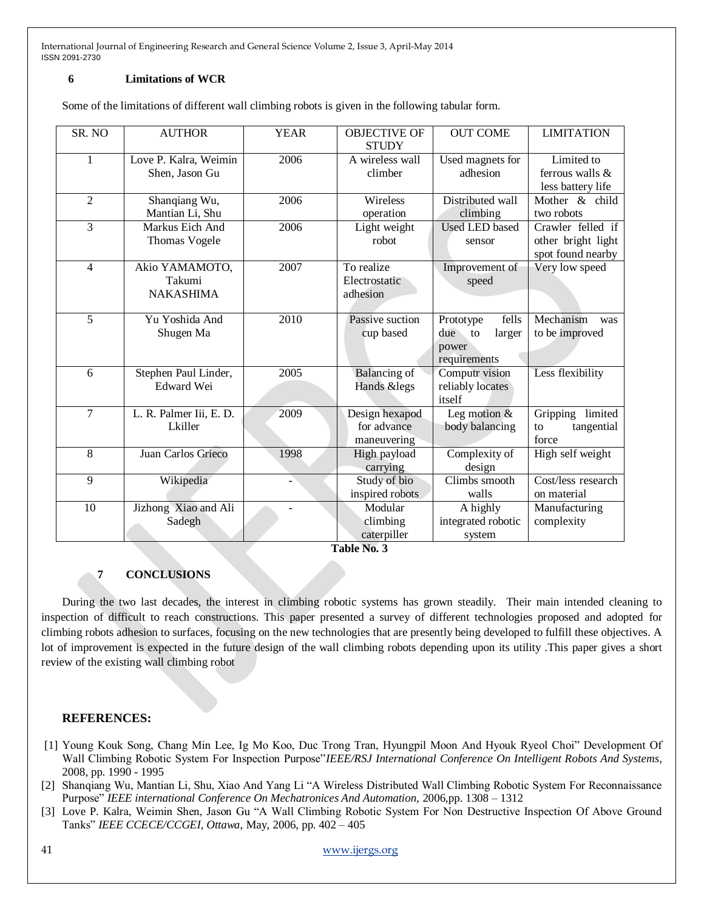## 6 Limitations of WCR

Some of the limitations of different wall climbing robots is given in the following tabular form.

| SR. NO | AUTHOR | YEAR | OBJECTIVE OF STUDY | OUT COME | LIMITATION |
|---|---|---|---|---|---|
| 1 | Love P. Kalra, Weimin Shen, Jason Gu | 2006 | A wireless wall climber | Used magnets for adhesion | Limited to ferrous walls & less battery life |
| 2 | Shanqiang Wu, Mantian Li, Shu | 2006 | Wireless operation | Distributed wall climbing | Mother & child two robots |
| 3 | Markus Eich And Thomas Vogele | 2006 | Light weight robot | Used LED based sensor | Crawler felled if other bright light spot found nearby |
| 4 | Akio YAMAMOTO, Takumi NAKASHIMA | 2007 | To realize Electrostatic adhesion | Improvement of speed | Very low speed |
| 5 | Yu Yoshida And Shugen Ma | 2010 | Passive suction cup based | Prototype fells due to larger power requirements | Mechanism was to be improved |
| 6 | Stephen Paul Linder, Edward Wei | 2005 | Balancing of Hands &legs | Computr vision reliably locates itself | Less flexibility |
| 7 | L. R. Palmer Iii, E. D. Lkiller | 2009 | Design hexapod for advance maneuvering | Leg motion & body balancing | Gripping limited to tangential force |
| 8 | Juan Carlos Grieco | 1998 | High payload carrying | Complexity of design | High self weight |
| 9 | Wikipedia | - | Study of bio inspired robots | Climbs smooth walls | Cost/less research on material |
| 10 | Jizhong Xiao and Ali Sadegh | - | Modular climbing caterpiller | A highly integrated robotic system | Manufacturing complexity |

**Table No. 3**

## 7 CONCLUSIONS

During the two last decades, the interest in climbing robotic systems has grown steadily. Their main intended cleaning to inspection of difficult to reach constructions. This paper presented a survey of different technologies proposed and adopted for climbing robots adhesion to surfaces, focusing on the new technologies that are presently being developed to fulfill these objectives. A lot of improvement is expected in the future design of the wall climbing robots depending upon its utility .This paper gives a short review of the existing wall climbing robot

## REFERENCES:

[1] Young Kouk Song, Chang Min Lee, Ig Mo Koo, Duc Trong Tran, Hyungpil Moon And Hyouk Ryeol Choi" Development Of Wall Climbing Robotic System For Inspection Purpose"*IEEE/RSJ International Conference On Intelligent Robots And Systems*, 2008, pp. 1990 - 1995

[2] Shanqiang Wu, Mantian Li, Shu, Xiao And Yang Li "A Wireless Distributed Wall Climbing Robotic System For Reconnaissance Purpose" *IEEE international Conference On Mechatronices And Automation,* 2006,pp. 1308 – 1312

[3] Love P. Kalra, Weimin Shen, Jason Gu "A Wall Climbing Robotic System For Non Destructive Inspection Of Above Ground Tanks" *IEEE CCECE/CCGEI, Ottawa*, May, 2006, pp. 402 – 405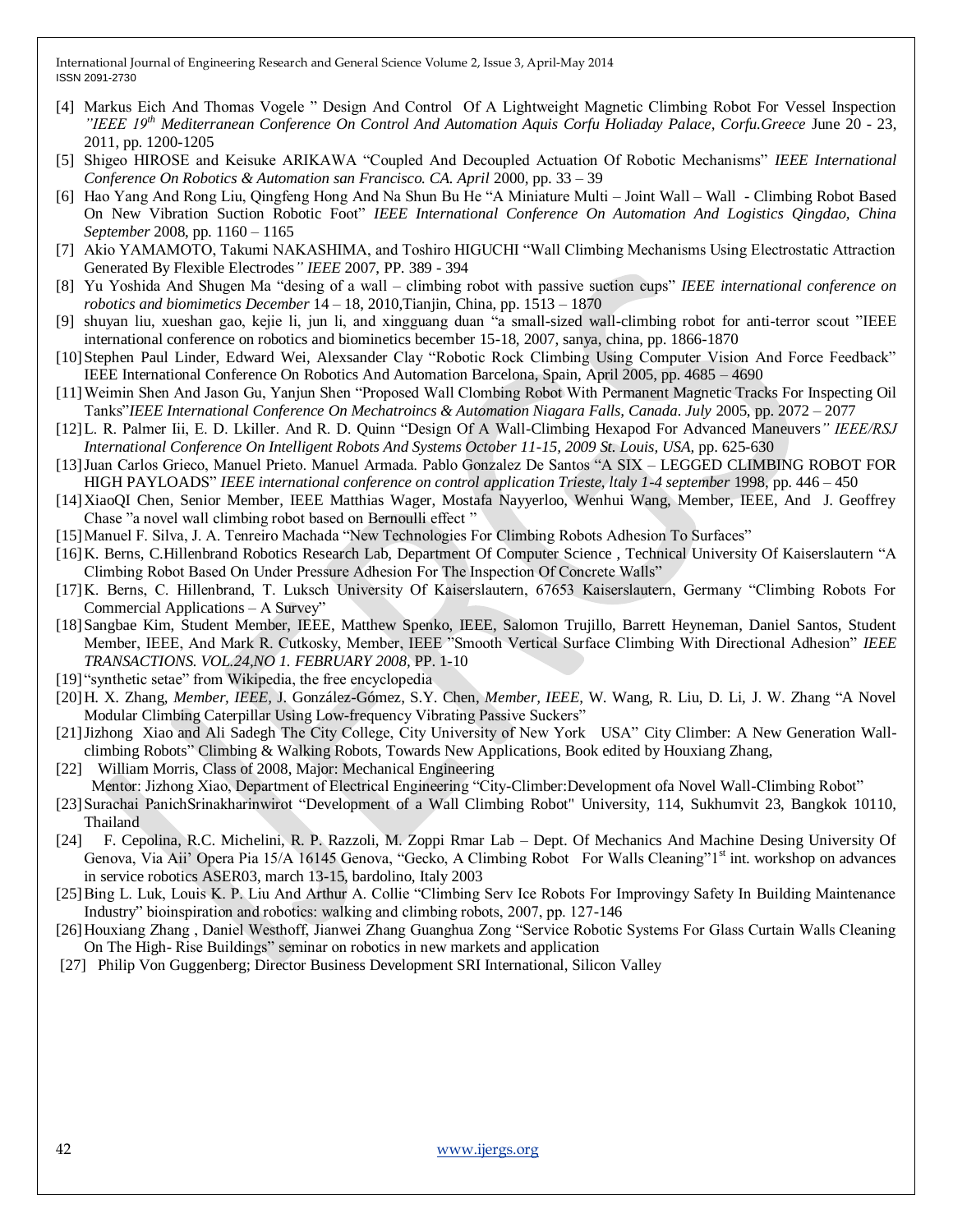[4] Markus Eich And Thomas Vogele " Design And Control Of A Lightweight Magnetic Climbing Robot For Vessel Inspection *"IEEE 19th Mediterranean Conference On Control And Automation Aquis Corfu Holiaday Palace, Corfu.Greece* June 20 - 23, 2011, pp. 1200-1205

[5] Shigeo HIROSE and Keisuke ARIKAWA "Coupled And Decoupled Actuation Of Robotic Mechanisms" *IEEE International Conference On Robotics & Automation san Francisco. CA. April* 2000, pp. 33 – 39

[6] Hao Yang And Rong Liu, Qingfeng Hong And Na Shun Bu He "A Miniature Multi – Joint Wall – Wall - Climbing Robot Based On New Vibration Suction Robotic Foot" *IEEE International Conference On Automation And Logistics Qingdao, China September* 2008, pp. 1160 – 1165

[7] Akio YAMAMOTO, Takumi NAKASHIMA, and Toshiro HIGUCHI "Wall Climbing Mechanisms Using Electrostatic Attraction Generated By Flexible Electrodes*" IEEE* 2007, PP. 389 - 394

[8] Yu Yoshida And Shugen Ma "desing of a wall – climbing robot with passive suction cups" *IEEE international conference on robotics and biomimetics December* 14 – 18, 2010,Tianjin, China, pp. 1513 – 1870

[9] shuyan liu, xueshan gao, kejie li, jun li, and xingguang duan "a small-sized wall-climbing robot for anti-terror scout "IEEE international conference on robotics and biominetics becember 15-18, 2007, sanya, china, pp. 1866-1870

[10] Stephen Paul Linder, Edward Wei, Alexsander Clay "Robotic Rock Climbing Using Computer Vision And Force Feedback" IEEE International Conference On Robotics And Automation Barcelona, Spain, April 2005, pp. 4685 – 4690

[11] Weimin Shen And Jason Gu, Yanjun Shen "Proposed Wall Clombing Robot With Permanent Magnetic Tracks For Inspecting Oil Tanks"*IEEE International Conference On Mechatroincs & Automation Niagara Falls, Canada. July* 2005, pp. 2072 – 2077

[12] L. R. Palmer Iii, E. D. Lkiller. And R. D. Quinn "Design Of A Wall-Climbing Hexapod For Advanced Maneuvers*" IEEE/RSJ International Conference On Intelligent Robots And Systems October 11-15, 2009 St. Louis, USA,* pp. 625-630

[13] Juan Carlos Grieco, Manuel Prieto. Manuel Armada. Pablo Gonzalez De Santos "A SIX – LEGGED CLIMBING ROBOT FOR HIGH PAYLOADS" *IEEE international conference on control application Trieste, ltaly 1-4 september* 1998, pp. 446 – 450

[14] XiaoQI Chen, Senior Member, IEEE Matthias Wager, Mostafa Nayyerloo, Wenhui Wang, Member, IEEE, And J. Geoffrey Chase "a novel wall climbing robot based on Bernoulli effect "

[15] Manuel F. Silva, J. A. Tenreiro Machada "New Technologies For Climbing Robots Adhesion To Surfaces"

[16] K. Berns, C.Hillenbrand Robotics Research Lab, Department Of Computer Science , Technical University Of Kaiserslautern "A Climbing Robot Based On Under Pressure Adhesion For The Inspection Of Concrete Walls"

[17] K. Berns, C. Hillenbrand, T. Luksch University Of Kaiserslautern, 67653 Kaiserslautern, Germany "Climbing Robots For Commercial Applications – A Survey"

[18] Sangbae Kim, Student Member, IEEE, Matthew Spenko, IEEE, Salomon Trujillo, Barrett Heyneman, Daniel Santos, Student Member, IEEE, And Mark R. Cutkosky, Member, IEEE "Smooth Vertical Surface Climbing With Directional Adhesion" *IEEE TRANSACTIONS. VOL.24,NO 1. FEBRUARY 2008,* PP. 1-10

[19] "synthetic setae" from Wikipedia, the free encyclopedia

[20] H. X. Zhang*, Member, IEEE,* J. González-Gómez, S.Y. Chen, *Member, IEEE,* W. Wang, R. Liu, D. Li, J. W. Zhang "A Novel Modular Climbing Caterpillar Using Low-frequency Vibrating Passive Suckers"

[21] Jizhong Xiao and Ali Sadegh The City College, City University of New York USA" City Climber: A New Generation Wall-climbing Robots" Climbing & Walking Robots, Towards New Applications, Book edited by Houxiang Zhang,

[22] William Morris, Class of 2008, Major: Mechanical Engineering
Mentor: Jizhong Xiao, Department of Electrical Engineering "City-Climber:Development ofa Novel Wall-Climbing Robot"

[23] Surachai PanichSrinakharinwirot "Development of a Wall Climbing Robot" University, 114, Sukhumvit 23, Bangkok 10110, Thailand

[24] F. Cepolina, R.C. Michelini, R. P. Razzoli, M. Zoppi Rmar Lab – Dept. Of Mechanics And Machine Desing University Of Genova, Via Aii' Opera Pia 15/A 16145 Genova, "Gecko, A Climbing Robot For Walls Cleaning"1st int. workshop on advances in service robotics ASER03, march 13-15, bardolino, Italy 2003

[25] Bing L. Luk, Louis K. P. Liu And Arthur A. Collie "Climbing Serv Ice Robots For Improvingy Safety In Building Maintenance Industry" bioinspiration and robotics: walking and climbing robots, 2007, pp. 127-146

[26] Houxiang Zhang , Daniel Westhoff, Jianwei Zhang Guanghua Zong "Service Robotic Systems For Glass Curtain Walls Cleaning On The High- Rise Buildings" seminar on robotics in new markets and application

[27] Philip Von Guggenberg; Director Business Development SRI International, Silicon Valley